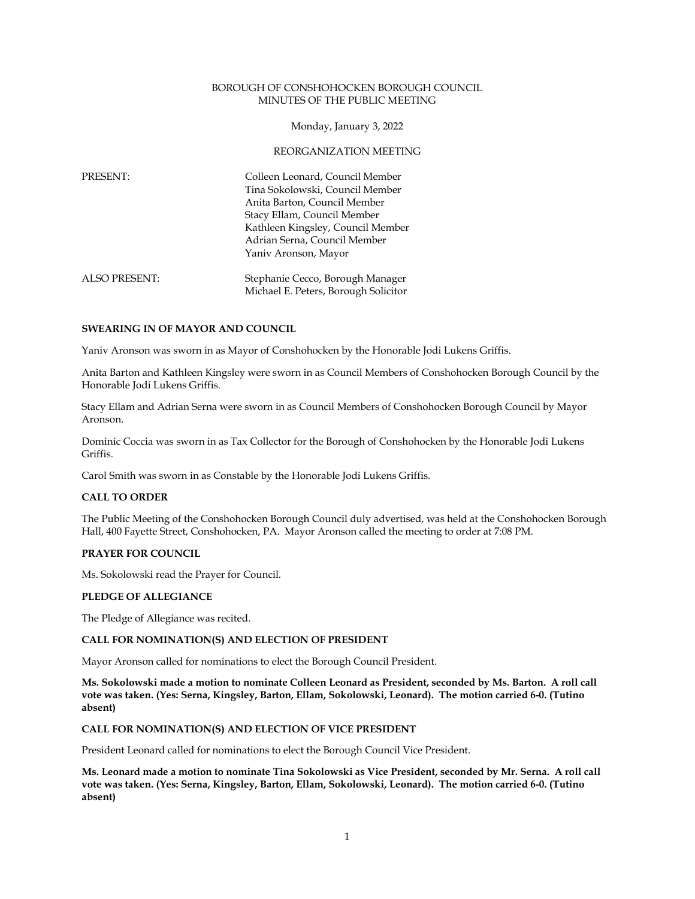BOROUGH OF CONSHOHOCKEN BOROUGH COUNCIL
MINUTES OF THE PUBLIC MEETING

Monday, January 3, 2022

REORGANIZATION MEETING

| | |
|---|---|
| PRESENT: | Colleen Leonard, Council Member<br>Tina Sokolowski, Council Member<br>Anita Barton, Council Member<br>Stacy Ellam, Council Member<br>Kathleen Kingsley, Council Member<br>Adrian Serna, Council Member<br>Yaniv Aronson, Mayor |
| ALSO PRESENT: | Stephanie Cecco, Borough Manager<br>Michael E. Peters, Borough Solicitor |

**SWEARING IN OF MAYOR AND COUNCIL**

Yaniv Aronson was sworn in as Mayor of Conshohocken by the Honorable Jodi Lukens Griffis.

Anita Barton and Kathleen Kingsley were sworn in as Council Members of Conshohocken Borough Council by the Honorable Jodi Lukens Griffis.

Stacy Ellam and Adrian Serna were sworn in as Council Members of Conshohocken Borough Council by Mayor Aronson.

Dominic Coccia was sworn in as Tax Collector for the Borough of Conshohocken by the Honorable Jodi Lukens Griffis.

Carol Smith was sworn in as Constable by the Honorable Jodi Lukens Griffis.

**CALL TO ORDER**

The Public Meeting of the Conshohocken Borough Council duly advertised, was held at the Conshohocken Borough Hall, 400 Fayette Street, Conshohocken, PA. Mayor Aronson called the meeting to order at 7:08 PM.

**PRAYER FOR COUNCIL**

Ms. Sokolowski read the Prayer for Council.

**PLEDGE OF ALLEGIANCE**

The Pledge of Allegiance was recited.

**CALL FOR NOMINATION(S) AND ELECTION OF PRESIDENT**

Mayor Aronson called for nominations to elect the Borough Council President.

**Ms. Sokolowski made a motion to nominate Colleen Leonard as President, seconded by Ms. Barton. A roll call vote was taken. (Yes: Serna, Kingsley, Barton, Ellam, Sokolowski, Leonard). The motion carried 6-0. (Tutino absent)**

**CALL FOR NOMINATION(S) AND ELECTION OF VICE PRESIDENT**

President Leonard called for nominations to elect the Borough Council Vice President.

**Ms. Leonard made a motion to nominate Tina Sokolowski as Vice President, seconded by Mr. Serna. A roll call vote was taken. (Yes: Serna, Kingsley, Barton, Ellam, Sokolowski, Leonard). The motion carried 6-0. (Tutino absent)**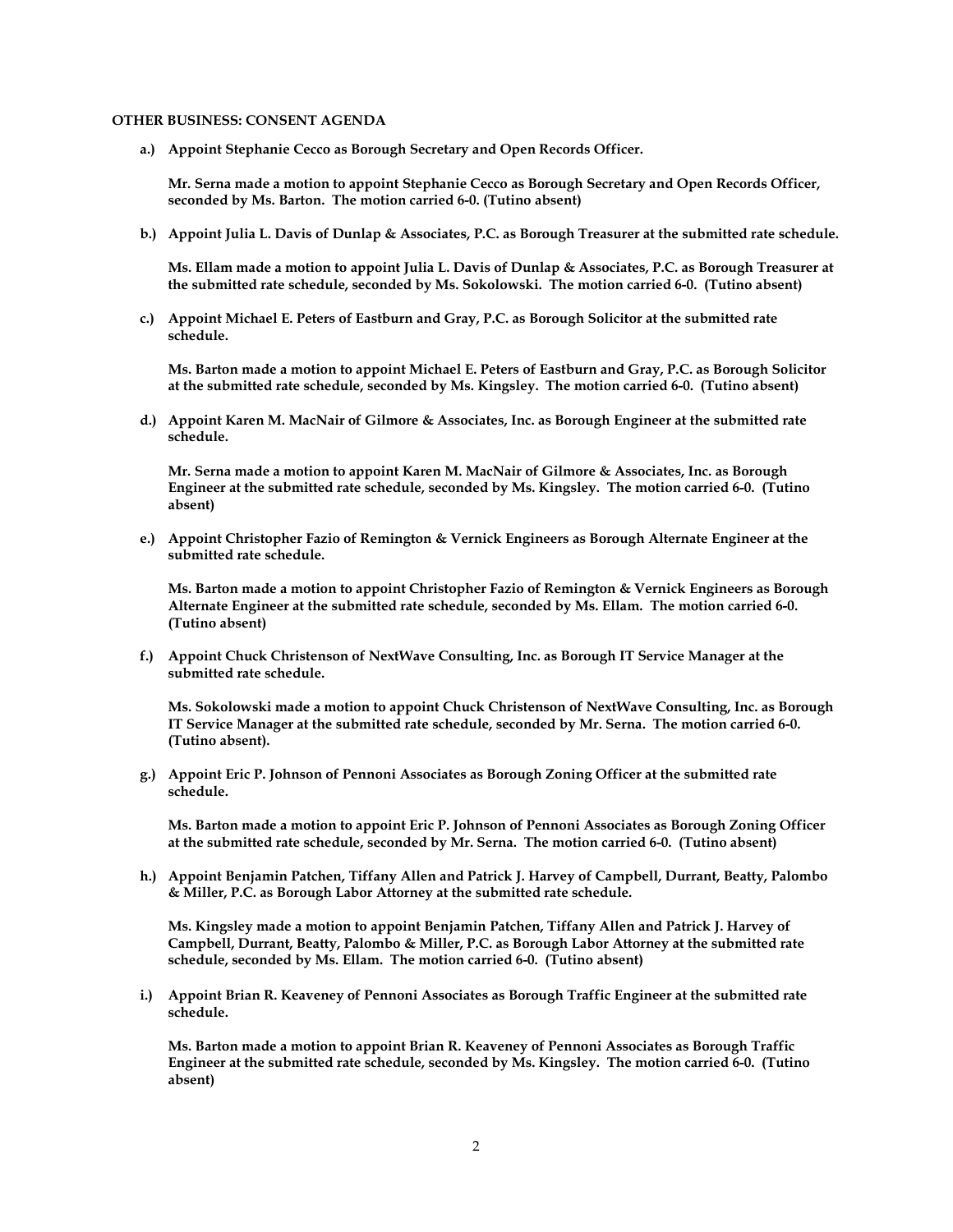**OTHER BUSINESS: CONSENT AGENDA**

**a.) Appoint Stephanie Cecco as Borough Secretary and Open Records Officer.**

**Mr. Serna made a motion to appoint Stephanie Cecco as Borough Secretary and Open Records Officer, seconded by Ms. Barton. The motion carried 6-0. (Tutino absent)**

**b.) Appoint Julia L. Davis of Dunlap & Associates, P.C. as Borough Treasurer at the submitted rate schedule.**

**Ms. Ellam made a motion to appoint Julia L. Davis of Dunlap & Associates, P.C. as Borough Treasurer at the submitted rate schedule, seconded by Ms. Sokolowski. The motion carried 6-0. (Tutino absent)**

**c.) Appoint Michael E. Peters of Eastburn and Gray, P.C. as Borough Solicitor at the submitted rate schedule.**

**Ms. Barton made a motion to appoint Michael E. Peters of Eastburn and Gray, P.C. as Borough Solicitor at the submitted rate schedule, seconded by Ms. Kingsley. The motion carried 6-0. (Tutino absent)**

**d.) Appoint Karen M. MacNair of Gilmore & Associates, Inc. as Borough Engineer at the submitted rate schedule.**

**Mr. Serna made a motion to appoint Karen M. MacNair of Gilmore & Associates, Inc. as Borough Engineer at the submitted rate schedule, seconded by Ms. Kingsley. The motion carried 6-0. (Tutino absent)**

**e.) Appoint Christopher Fazio of Remington & Vernick Engineers as Borough Alternate Engineer at the submitted rate schedule.**

**Ms. Barton made a motion to appoint Christopher Fazio of Remington & Vernick Engineers as Borough Alternate Engineer at the submitted rate schedule, seconded by Ms. Ellam. The motion carried 6-0. (Tutino absent)**

**f.) Appoint Chuck Christenson of NextWave Consulting, Inc. as Borough IT Service Manager at the submitted rate schedule.**

**Ms. Sokolowski made a motion to appoint Chuck Christenson of NextWave Consulting, Inc. as Borough IT Service Manager at the submitted rate schedule, seconded by Mr. Serna. The motion carried 6-0. (Tutino absent).**

**g.) Appoint Eric P. Johnson of Pennoni Associates as Borough Zoning Officer at the submitted rate schedule.**

**Ms. Barton made a motion to appoint Eric P. Johnson of Pennoni Associates as Borough Zoning Officer at the submitted rate schedule, seconded by Mr. Serna. The motion carried 6-0. (Tutino absent)**

**h.) Appoint Benjamin Patchen, Tiffany Allen and Patrick J. Harvey of Campbell, Durrant, Beatty, Palombo & Miller, P.C. as Borough Labor Attorney at the submitted rate schedule.**

**Ms. Kingsley made a motion to appoint Benjamin Patchen, Tiffany Allen and Patrick J. Harvey of Campbell, Durrant, Beatty, Palombo & Miller, P.C. as Borough Labor Attorney at the submitted rate schedule, seconded by Ms. Ellam. The motion carried 6-0. (Tutino absent)**

**i.) Appoint Brian R. Keaveney of Pennoni Associates as Borough Traffic Engineer at the submitted rate schedule.**

**Ms. Barton made a motion to appoint Brian R. Keaveney of Pennoni Associates as Borough Traffic Engineer at the submitted rate schedule, seconded by Ms. Kingsley. The motion carried 6-0. (Tutino absent)**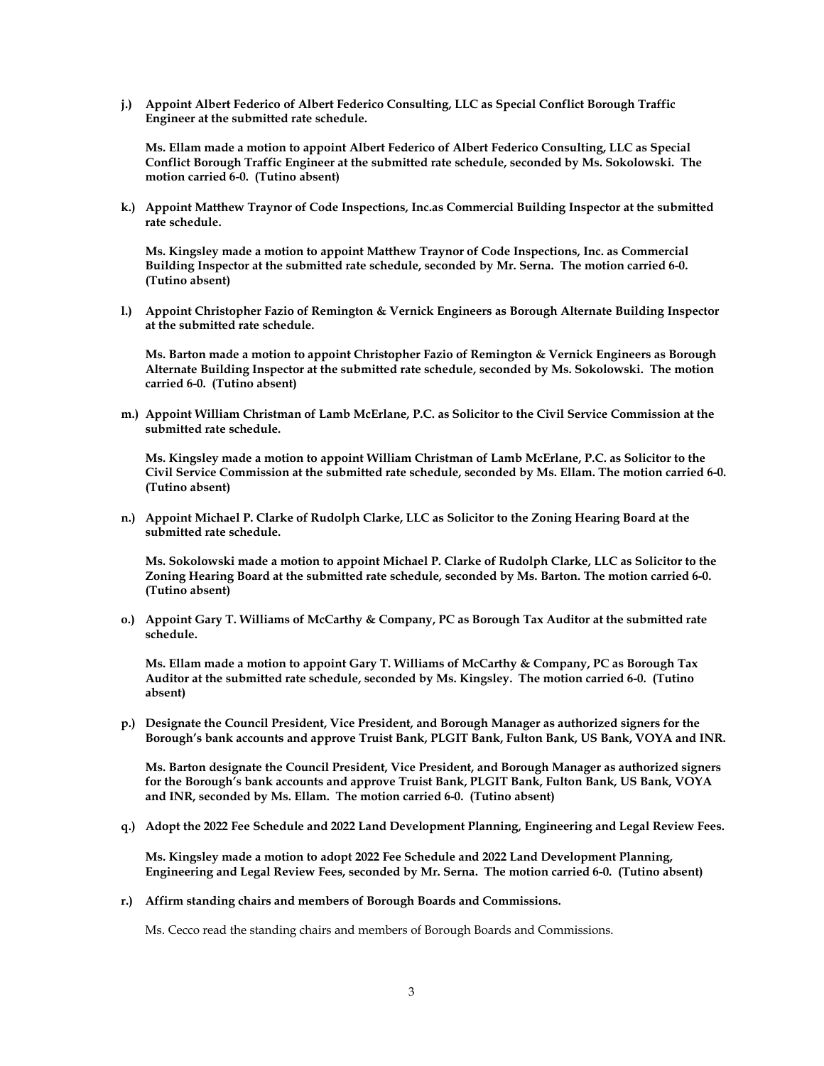**j.) Appoint Albert Federico of Albert Federico Consulting, LLC as Special Conflict Borough Traffic Engineer at the submitted rate schedule.**

**Ms. Ellam made a motion to appoint Albert Federico of Albert Federico Consulting, LLC as Special Conflict Borough Traffic Engineer at the submitted rate schedule, seconded by Ms. Sokolowski. The motion carried 6-0. (Tutino absent)**

**k.) Appoint Matthew Traynor of Code Inspections, Inc.as Commercial Building Inspector at the submitted rate schedule.**

**Ms. Kingsley made a motion to appoint Matthew Traynor of Code Inspections, Inc. as Commercial Building Inspector at the submitted rate schedule, seconded by Mr. Serna. The motion carried 6-0. (Tutino absent)**

**l.) Appoint Christopher Fazio of Remington & Vernick Engineers as Borough Alternate Building Inspector at the submitted rate schedule.**

**Ms. Barton made a motion to appoint Christopher Fazio of Remington & Vernick Engineers as Borough Alternate Building Inspector at the submitted rate schedule, seconded by Ms. Sokolowski. The motion carried 6-0. (Tutino absent)**

**m.) Appoint William Christman of Lamb McErlane, P.C. as Solicitor to the Civil Service Commission at the submitted rate schedule.**

**Ms. Kingsley made a motion to appoint William Christman of Lamb McErlane, P.C. as Solicitor to the Civil Service Commission at the submitted rate schedule, seconded by Ms. Ellam. The motion carried 6-0. (Tutino absent)**

**n.) Appoint Michael P. Clarke of Rudolph Clarke, LLC as Solicitor to the Zoning Hearing Board at the submitted rate schedule.**

**Ms. Sokolowski made a motion to appoint Michael P. Clarke of Rudolph Clarke, LLC as Solicitor to the Zoning Hearing Board at the submitted rate schedule, seconded by Ms. Barton. The motion carried 6-0. (Tutino absent)**

**o.) Appoint Gary T. Williams of McCarthy & Company, PC as Borough Tax Auditor at the submitted rate schedule.**

**Ms. Ellam made a motion to appoint Gary T. Williams of McCarthy & Company, PC as Borough Tax Auditor at the submitted rate schedule, seconded by Ms. Kingsley. The motion carried 6-0. (Tutino absent)**

**p.) Designate the Council President, Vice President, and Borough Manager as authorized signers for the Borough's bank accounts and approve Truist Bank, PLGIT Bank, Fulton Bank, US Bank, VOYA and INR.**

**Ms. Barton designate the Council President, Vice President, and Borough Manager as authorized signers for the Borough's bank accounts and approve Truist Bank, PLGIT Bank, Fulton Bank, US Bank, VOYA and INR, seconded by Ms. Ellam. The motion carried 6-0. (Tutino absent)**

**q.) Adopt the 2022 Fee Schedule and 2022 Land Development Planning, Engineering and Legal Review Fees.**

**Ms. Kingsley made a motion to adopt 2022 Fee Schedule and 2022 Land Development Planning, Engineering and Legal Review Fees, seconded by Mr. Serna. The motion carried 6-0. (Tutino absent)**

**r.) Affirm standing chairs and members of Borough Boards and Commissions.**

Ms. Cecco read the standing chairs and members of Borough Boards and Commissions.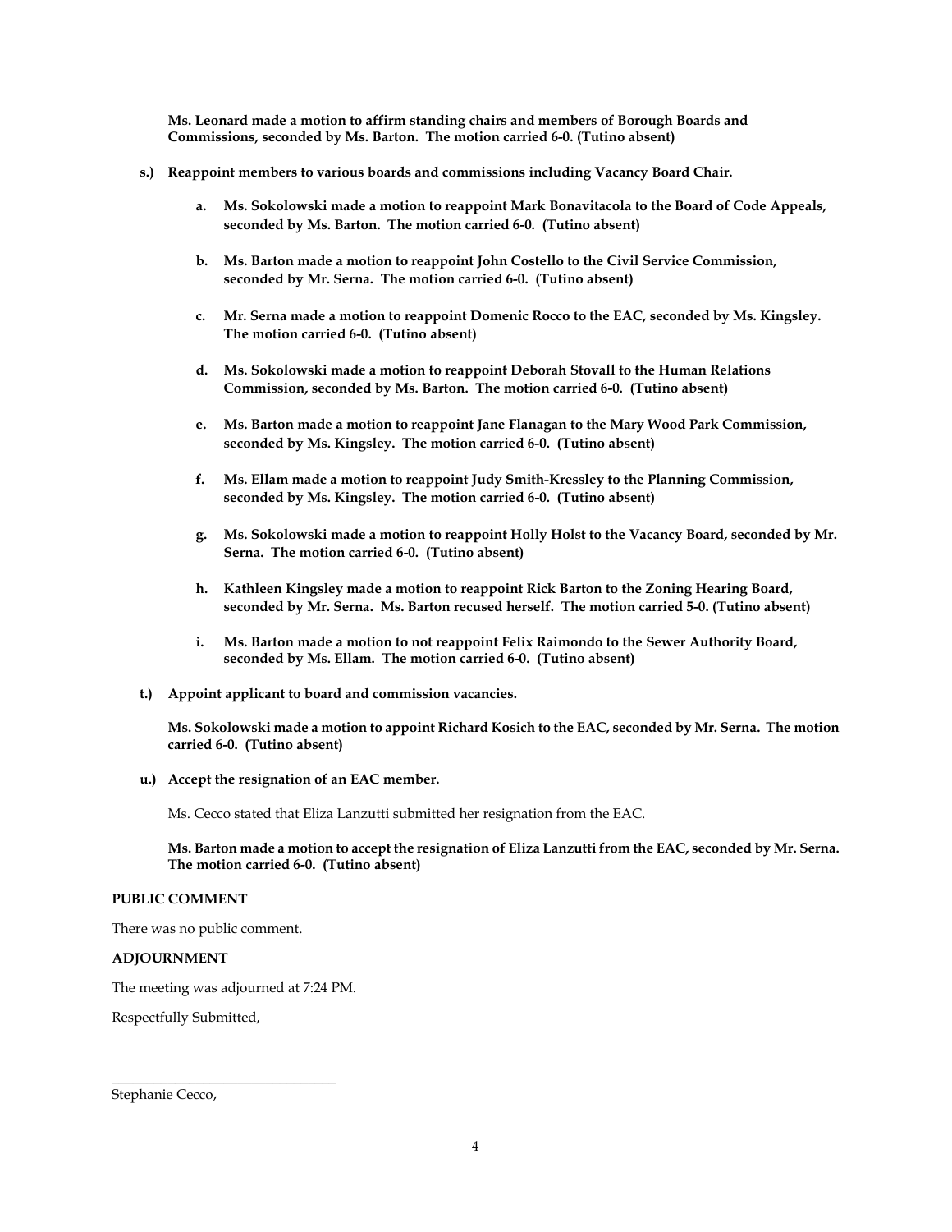**Ms. Leonard made a motion to affirm standing chairs and members of Borough Boards and Commissions, seconded by Ms. Barton. The motion carried 6-0. (Tutino absent)**

**s.) Reappoint members to various boards and commissions including Vacancy Board Chair.**

- **a. Ms. Sokolowski made a motion to reappoint Mark Bonavitacola to the Board of Code Appeals, seconded by Ms. Barton. The motion carried 6-0. (Tutino absent)**

- **b. Ms. Barton made a motion to reappoint John Costello to the Civil Service Commission, seconded by Mr. Serna. The motion carried 6-0. (Tutino absent)**

- **c. Mr. Serna made a motion to reappoint Domenic Rocco to the EAC, seconded by Ms. Kingsley. The motion carried 6-0. (Tutino absent)**

- **d. Ms. Sokolowski made a motion to reappoint Deborah Stovall to the Human Relations Commission, seconded by Ms. Barton. The motion carried 6-0. (Tutino absent)**

- **e. Ms. Barton made a motion to reappoint Jane Flanagan to the Mary Wood Park Commission, seconded by Ms. Kingsley. The motion carried 6-0. (Tutino absent)**

- **f. Ms. Ellam made a motion to reappoint Judy Smith-Kressley to the Planning Commission, seconded by Ms. Kingsley. The motion carried 6-0. (Tutino absent)**

- **g. Ms. Sokolowski made a motion to reappoint Holly Holst to the Vacancy Board, seconded by Mr. Serna. The motion carried 6-0. (Tutino absent)**

- **h. Kathleen Kingsley made a motion to reappoint Rick Barton to the Zoning Hearing Board, seconded by Mr. Serna. Ms. Barton recused herself. The motion carried 5-0. (Tutino absent)**

- **i. Ms. Barton made a motion to not reappoint Felix Raimondo to the Sewer Authority Board, seconded by Ms. Ellam. The motion carried 6-0. (Tutino absent)**

**t.) Appoint applicant to board and commission vacancies.**

**Ms. Sokolowski made a motion to appoint Richard Kosich to the EAC, seconded by Mr. Serna. The motion carried 6-0. (Tutino absent)**

**u.) Accept the resignation of an EAC member.**

Ms. Cecco stated that Eliza Lanzutti submitted her resignation from the EAC.

**Ms. Barton made a motion to accept the resignation of Eliza Lanzutti from the EAC, seconded by Mr. Serna. The motion carried 6-0. (Tutino absent)**

**PUBLIC COMMENT**

There was no public comment.

**ADJOURNMENT**

The meeting was adjourned at 7:24 PM.

Respectfully Submitted,

\_\_\_\_\_\_\_\_\_\_\_\_\_\_\_\_\_\_\_\_\_\_\_\_\_\_\_\_\_\_\_\_

Stephanie Cecco,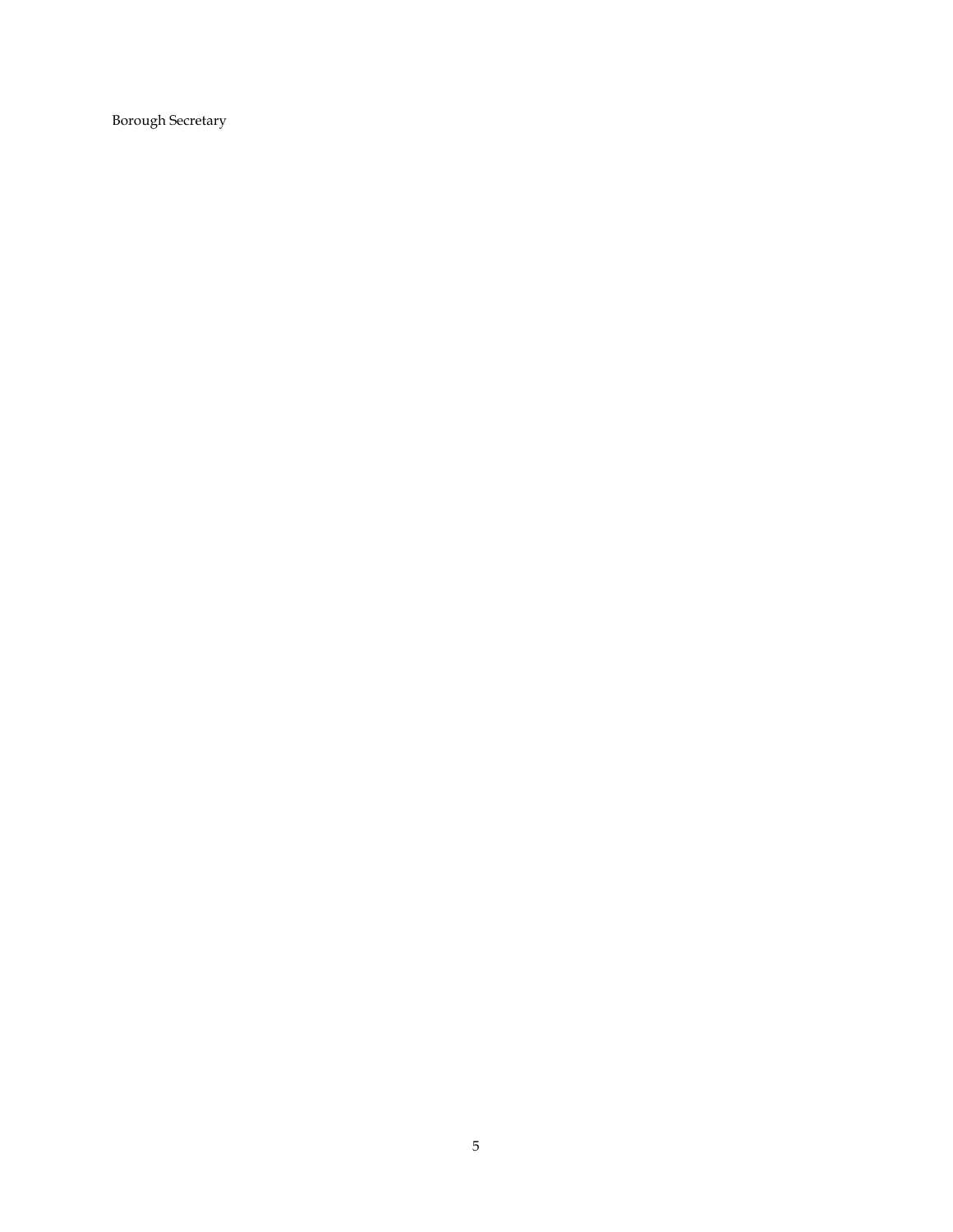Borough Secretary